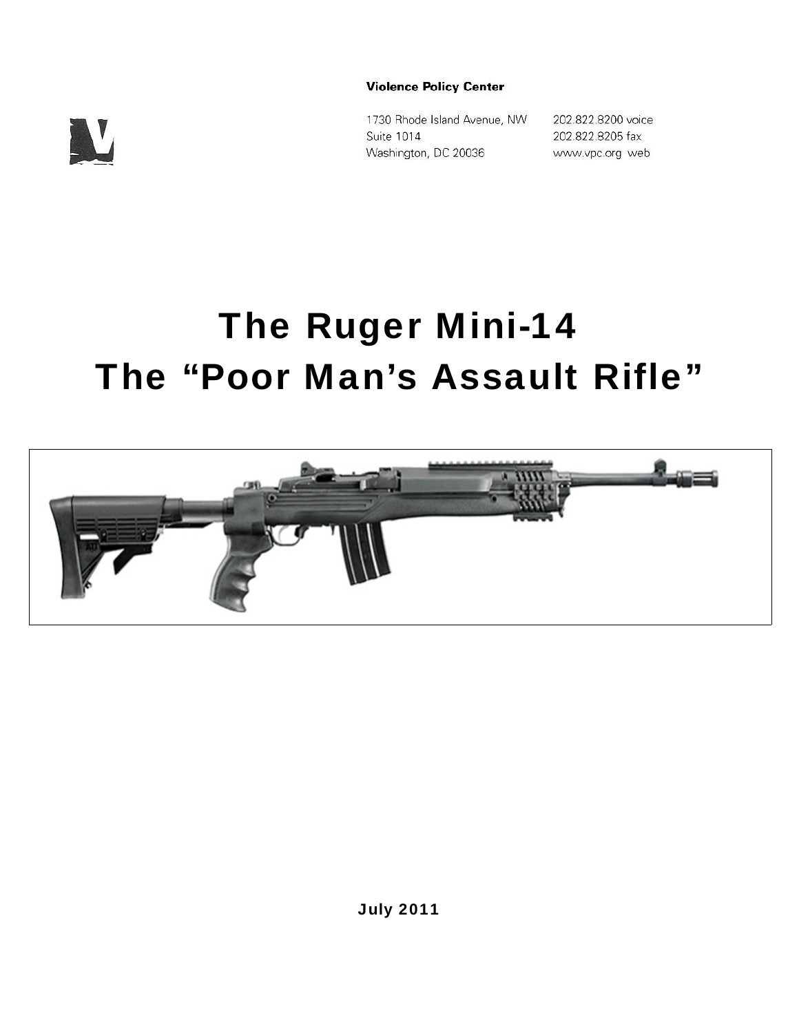**Violence Policy Center**

1730 Rhode Island Avenue, NW
Suite 1014
Washington, DC 20036

202.822.8200 voice
202.822.8205 fax
www.vpc.org web

# The Ruger Mini-14
# The "Poor Man's Assault Rifle"

**July 2011**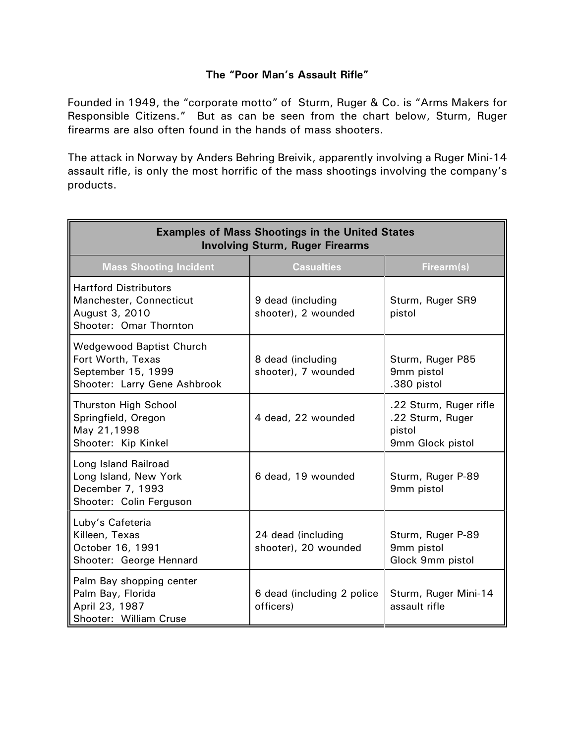## The "Poor Man's Assault Rifle"

Founded in 1949, the "corporate motto" of Sturm, Ruger & Co. is "Arms Makers for Responsible Citizens." But as can be seen from the chart below, Sturm, Ruger firearms are also often found in the hands of mass shooters.

The attack in Norway by Anders Behring Breivik, apparently involving a Ruger Mini-14 assault rifle, is only the most horrific of the mass shootings involving the company's products.

| **Examples of Mass Shootings in the United States Involving Sturm, Ruger Firearms** | | |
|---|---|---|
| **Mass Shooting Incident** | **Casualties** | **Firearm(s)** |
| Hartford Distributors<br>Manchester, Connecticut<br>August 3, 2010<br>Shooter: Omar Thornton | 9 dead (including shooter), 2 wounded | Sturm, Ruger SR9 pistol |
| Wedgewood Baptist Church<br>Fort Worth, Texas<br>September 15, 1999<br>Shooter: Larry Gene Ashbrook | 8 dead (including shooter), 7 wounded | Sturm, Ruger P85 9mm pistol<br>.380 pistol |
| Thurston High School<br>Springfield, Oregon<br>May 21,1998<br>Shooter: Kip Kinkel | 4 dead, 22 wounded | .22 Sturm, Ruger rifle<br>.22 Sturm, Ruger pistol<br>9mm Glock pistol |
| Long Island Railroad<br>Long Island, New York<br>December 7, 1993<br>Shooter: Colin Ferguson | 6 dead, 19 wounded | Sturm, Ruger P-89 9mm pistol |
| Luby's Cafeteria<br>Killeen, Texas<br>October 16, 1991<br>Shooter: George Hennard | 24 dead (including shooter), 20 wounded | Sturm, Ruger P-89 9mm pistol<br>Glock 9mm pistol |
| Palm Bay shopping center<br>Palm Bay, Florida<br>April 23, 1987<br>Shooter: William Cruse | 6 dead (including 2 police officers) | Sturm, Ruger Mini-14 assault rifle |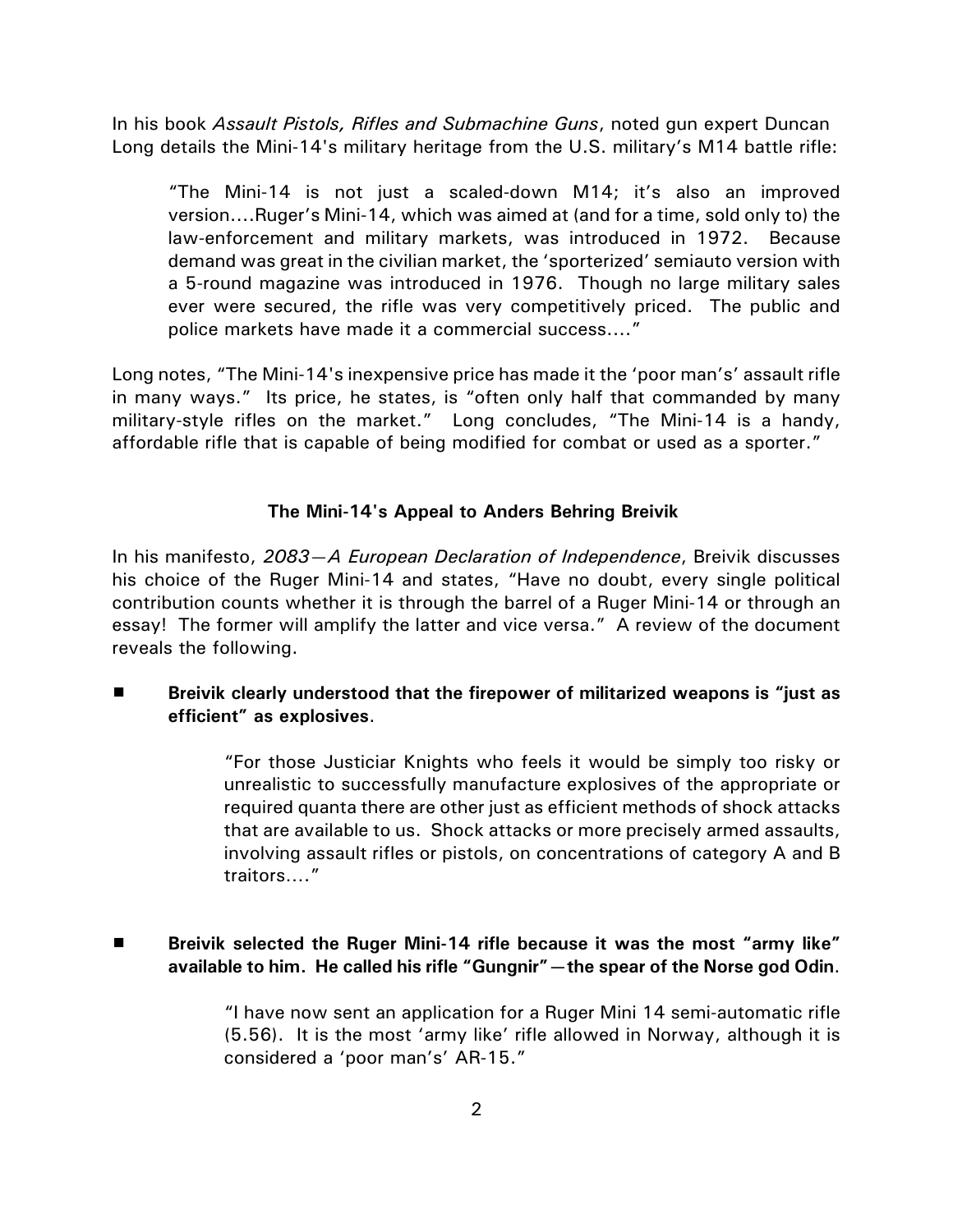In his book *Assault Pistols, Rifles and Submachine Guns*, noted gun expert Duncan Long details the Mini-14's military heritage from the U.S. military's M14 battle rifle:

> "The Mini-14 is not just a scaled-down M14; it's also an improved version....Ruger's Mini-14, which was aimed at (and for a time, sold only to) the law-enforcement and military markets, was introduced in 1972. Because demand was great in the civilian market, the 'sporterized' semiauto version with a 5-round magazine was introduced in 1976. Though no large military sales ever were secured, the rifle was very competitively priced. The public and police markets have made it a commercial success...."

Long notes, "The Mini-14's inexpensive price has made it the 'poor man's' assault rifle in many ways." Its price, he states, is "often only half that commanded by many military-style rifles on the market." Long concludes, "The Mini-14 is a handy, affordable rifle that is capable of being modified for combat or used as a sporter."

### The Mini-14's Appeal to Anders Behring Breivik

In his manifesto, *2083—A European Declaration of Independence*, Breivik discusses his choice of the Ruger Mini-14 and states, "Have no doubt, every single political contribution counts whether it is through the barrel of a Ruger Mini-14 or through an essay! The former will amplify the latter and vice versa." A review of the document reveals the following.

- **Breivik clearly understood that the firepower of militarized weapons is "just as efficient" as explosives.**

  > "For those Justiciar Knights who feels it would be simply too risky or unrealistic to successfully manufacture explosives of the appropriate or required quanta there are other just as efficient methods of shock attacks that are available to us. Shock attacks or more precisely armed assaults, involving assault rifles or pistols, on concentrations of category A and B traitors...."

- **Breivik selected the Ruger Mini-14 rifle because it was the most "army like" available to him. He called his rifle "Gungnir"—the spear of the Norse god Odin.**

  > "I have now sent an application for a Ruger Mini 14 semi-automatic rifle (5.56). It is the most 'army like' rifle allowed in Norway, although it is considered a 'poor man's' AR-15."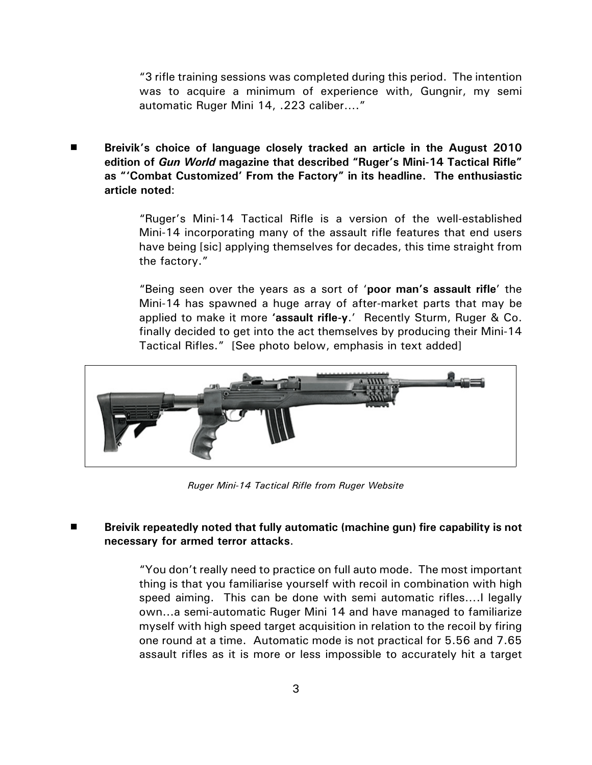> "3 rifle training sessions was completed during this period. The intention was to acquire a minimum of experience with, Gungnir, my semi automatic Ruger Mini 14, .223 caliber…."

- **Breivik's choice of language closely tracked an article in the August 2010 edition of *Gun World* magazine that described "Ruger's Mini-14 Tactical Rifle" as "'Combat Customized' From the Factory" in its headline. The enthusiastic article noted:**

> "Ruger's Mini-14 Tactical Rifle is a version of the well-established Mini-14 incorporating many of the assault rifle features that end users have being [sic] applying themselves for decades, this time straight from the factory."
>
> "Being seen over the years as a sort of '**poor man's assault rifle**' the Mini-14 has spawned a huge array of after-market parts that may be applied to make it more **'assault rifle-y**.' Recently Sturm, Ruger & Co. finally decided to get into the act themselves by producing their Mini-14 Tactical Rifles." [See photo below, emphasis in text added]

*Ruger Mini-14 Tactical Rifle from Ruger Website*

- **Breivik repeatedly noted that fully automatic (machine gun) fire capability is not necessary for armed terror attacks.**

> "You don't really need to practice on full auto mode. The most important thing is that you familiarise yourself with recoil in combination with high speed aiming. This can be done with semi automatic rifles….I legally own…a semi-automatic Ruger Mini 14 and have managed to familiarize myself with high speed target acquisition in relation to the recoil by firing one round at a time. Automatic mode is not practical for 5.56 and 7.65 assault rifles as it is more or less impossible to accurately hit a target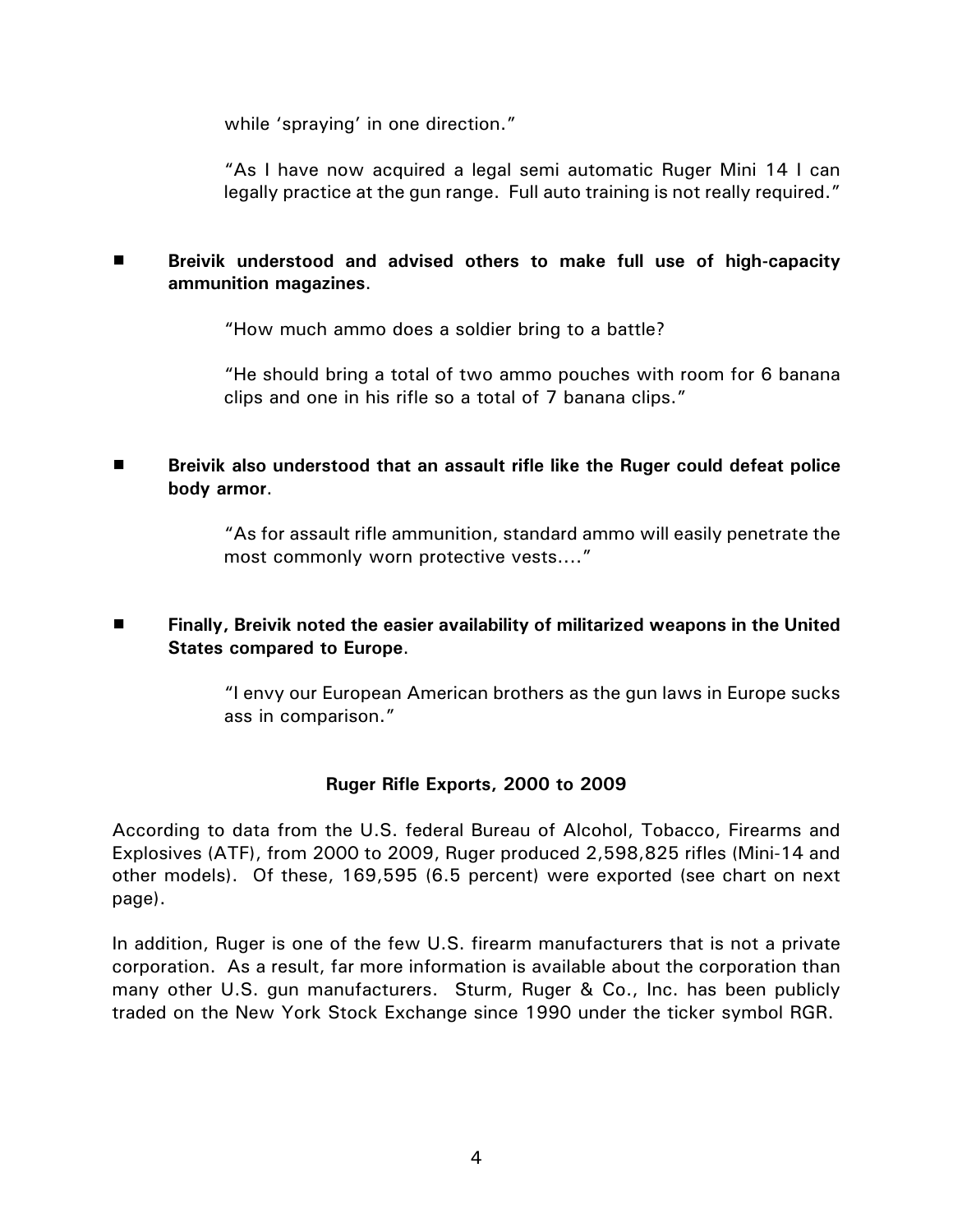while 'spraying' in one direction."

"As I have now acquired a legal semi automatic Ruger Mini 14 I can legally practice at the gun range. Full auto training is not really required."

- **Breivik understood and advised others to make full use of high-capacity ammunition magazines.**

  "How much ammo does a soldier bring to a battle?

  "He should bring a total of two ammo pouches with room for 6 banana clips and one in his rifle so a total of 7 banana clips."

- **Breivik also understood that an assault rifle like the Ruger could defeat police body armor.**

  "As for assault rifle ammunition, standard ammo will easily penetrate the most commonly worn protective vests...."

- **Finally, Breivik noted the easier availability of militarized weapons in the United States compared to Europe.**

  "I envy our European American brothers as the gun laws in Europe sucks ass in comparison."

### Ruger Rifle Exports, 2000 to 2009

According to data from the U.S. federal Bureau of Alcohol, Tobacco, Firearms and Explosives (ATF), from 2000 to 2009, Ruger produced 2,598,825 rifles (Mini-14 and other models). Of these, 169,595 (6.5 percent) were exported (see chart on next page).

In addition, Ruger is one of the few U.S. firearm manufacturers that is not a private corporation. As a result, far more information is available about the corporation than many other U.S. gun manufacturers. Sturm, Ruger & Co., Inc. has been publicly traded on the New York Stock Exchange since 1990 under the ticker symbol RGR.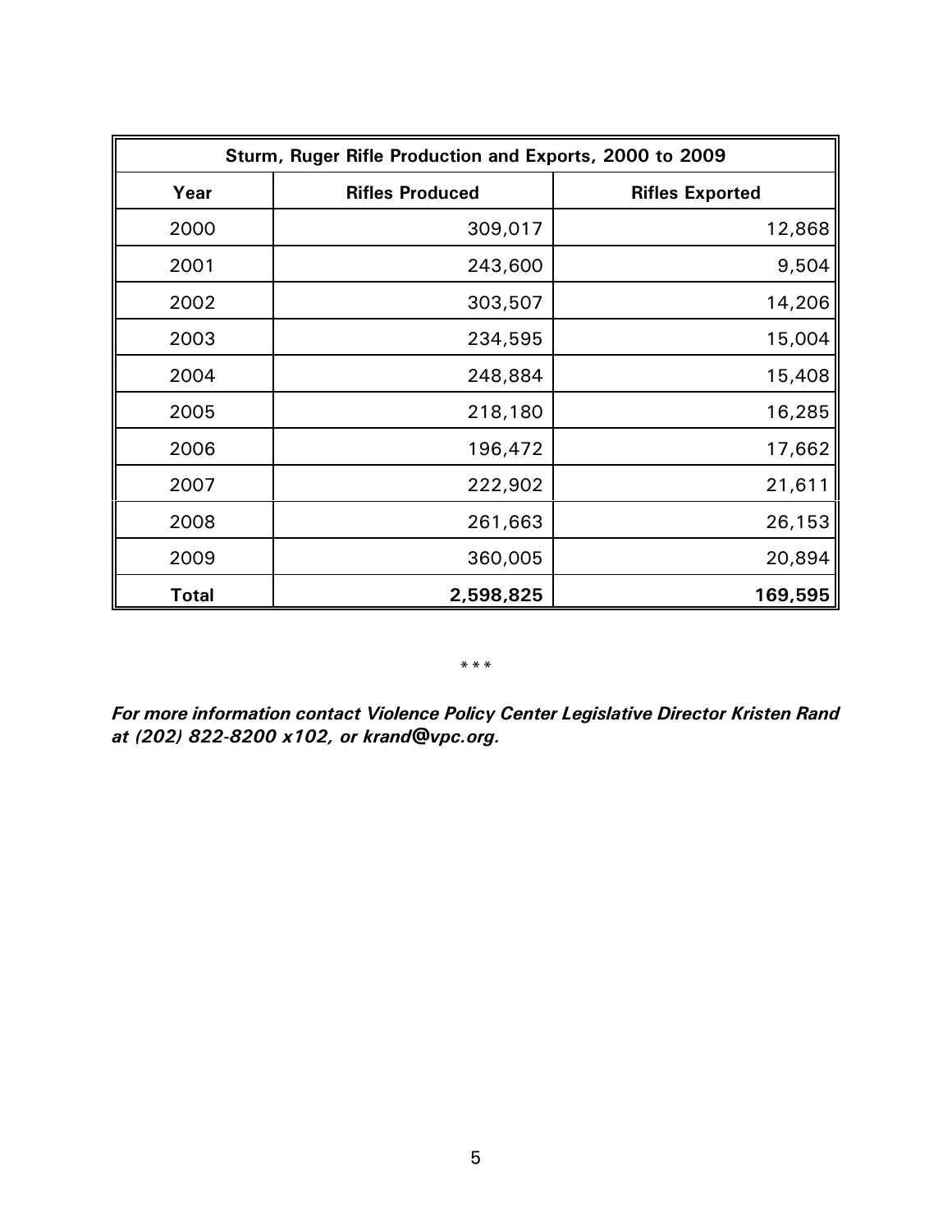| Sturm, Ruger Rifle Production and Exports, 2000 to 2009 | | |
|---|---|---|
| **Year** | **Rifles Produced** | **Rifles Exported** |
| 2000 | 309,017 | 12,868 |
| 2001 | 243,600 | 9,504 |
| 2002 | 303,507 | 14,206 |
| 2003 | 234,595 | 15,004 |
| 2004 | 248,884 | 15,408 |
| 2005 | 218,180 | 16,285 |
| 2006 | 196,472 | 17,662 |
| 2007 | 222,902 | 21,611 |
| 2008 | 261,663 | 26,153 |
| 2009 | 360,005 | 20,894 |
| **Total** | **2,598,825** | **169,595** |

\* \* \*

***For more information contact Violence Policy Center Legislative Director Kristen Rand at (202) 822-8200 x102, or krand@vpc.org.***